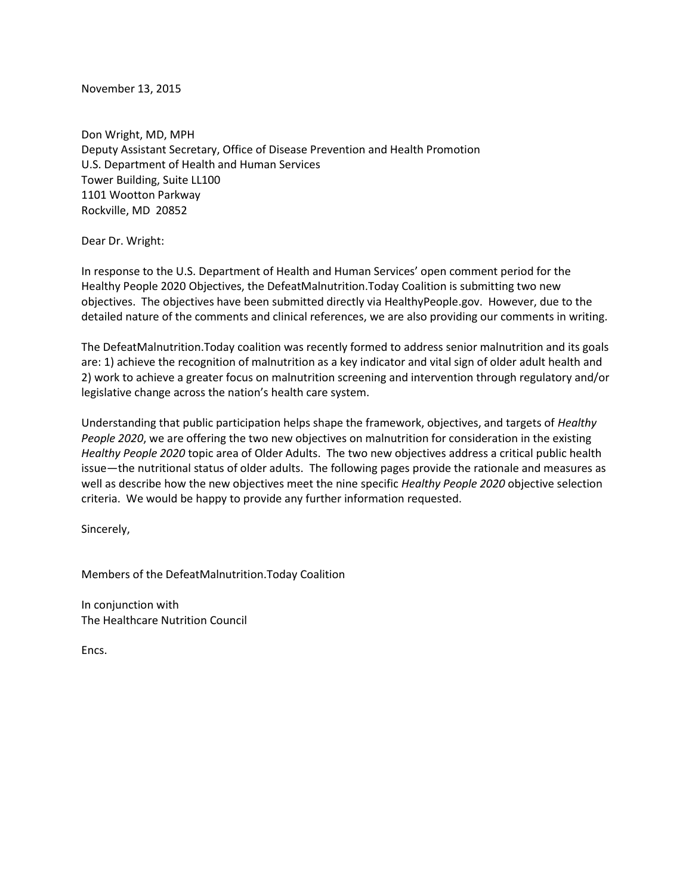November 13, 2015

Don Wright, MD, MPH  
Deputy Assistant Secretary, Office of Disease Prevention and Health Promotion  
U.S. Department of Health and Human Services  
Tower Building, Suite LL100  
1101 Wootton Parkway  
Rockville, MD 20852

Dear Dr. Wright:

In response to the U.S. Department of Health and Human Services' open comment period for the Healthy People 2020 Objectives, the DefeatMalnutrition.Today Coalition is submitting two new objectives. The objectives have been submitted directly via HealthyPeople.gov. However, due to the detailed nature of the comments and clinical references, we are also providing our comments in writing.

The DefeatMalnutrition.Today coalition was recently formed to address senior malnutrition and its goals are: 1) achieve the recognition of malnutrition as a key indicator and vital sign of older adult health and 2) work to achieve a greater focus on malnutrition screening and intervention through regulatory and/or legislative change across the nation's health care system.

Understanding that public participation helps shape the framework, objectives, and targets of *Healthy People 2020*, we are offering the two new objectives on malnutrition for consideration in the existing *Healthy People 2020* topic area of Older Adults. The two new objectives address a critical public health issue—the nutritional status of older adults. The following pages provide the rationale and measures as well as describe how the new objectives meet the nine specific *Healthy People 2020* objective selection criteria. We would be happy to provide any further information requested.

Sincerely,

Members of the DefeatMalnutrition.Today Coalition

In conjunction with  
The Healthcare Nutrition Council

Encs.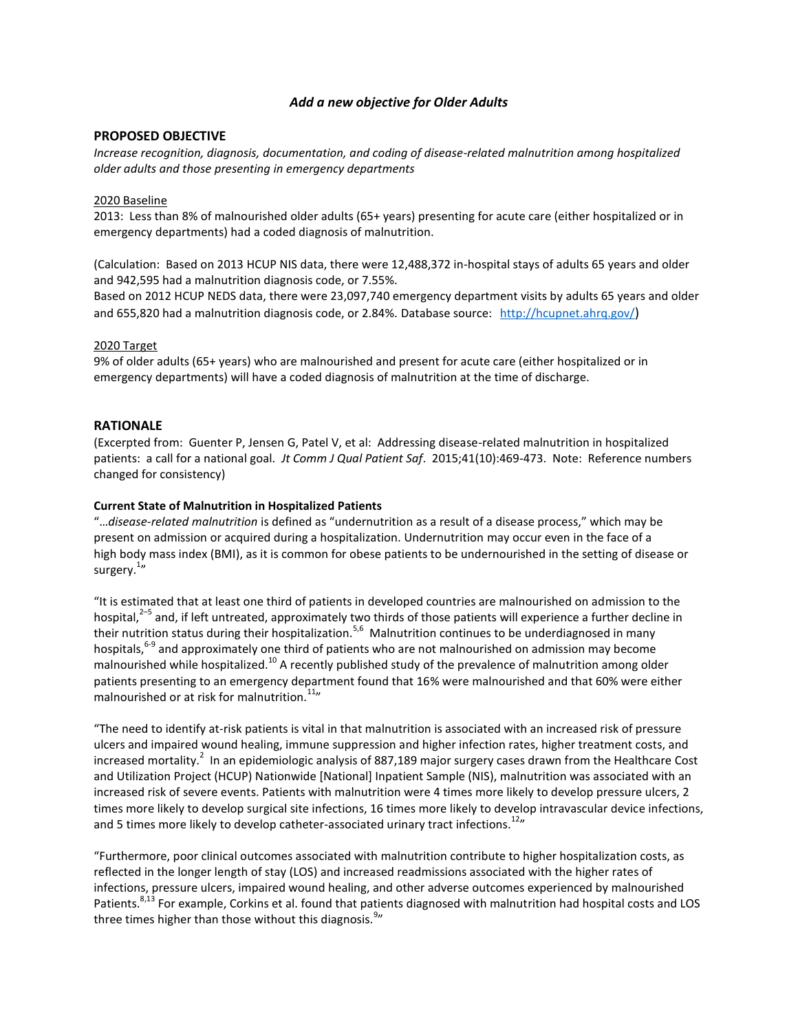### *Add a new objective for Older Adults*

## PROPOSED OBJECTIVE

*Increase recognition, diagnosis, documentation, and coding of disease-related malnutrition among hospitalized older adults and those presenting in emergency departments*

2020 Baseline

2013: Less than 8% of malnourished older adults (65+ years) presenting for acute care (either hospitalized or in emergency departments) had a coded diagnosis of malnutrition.

(Calculation: Based on 2013 HCUP NIS data, there were 12,488,372 in-hospital stays of adults 65 years and older and 942,595 had a malnutrition diagnosis code, or 7.55%.
Based on 2012 HCUP NEDS data, there were 23,097,740 emergency department visits by adults 65 years and older and 655,820 had a malnutrition diagnosis code, or 2.84%. Database source: http://hcupnet.ahrq.gov/)

2020 Target

9% of older adults (65+ years) who are malnourished and present for acute care (either hospitalized or in emergency departments) will have a coded diagnosis of malnutrition at the time of discharge.

## RATIONALE

(Excerpted from: Guenter P, Jensen G, Patel V, et al: Addressing disease-related malnutrition in hospitalized patients: a call for a national goal. *Jt Comm J Qual Patient Saf*. 2015;41(10):469-473. Note: Reference numbers changed for consistency)

**Current State of Malnutrition in Hospitalized Patients**

"…*disease-related malnutrition* is defined as "undernutrition as a result of a disease process," which may be present on admission or acquired during a hospitalization. Undernutrition may occur even in the face of a high body mass index (BMI), as it is common for obese patients to be undernourished in the setting of disease or surgery.[1]"

"It is estimated that at least one third of patients in developed countries are malnourished on admission to the hospital,[2–5] and, if left untreated, approximately two thirds of those patients will experience a further decline in their nutrition status during their hospitalization.[5,6] Malnutrition continues to be underdiagnosed in many hospitals,[6-9] and approximately one third of patients who are not malnourished on admission may become malnourished while hospitalized.[10] A recently published study of the prevalence of malnutrition among older patients presenting to an emergency department found that 16% were malnourished and that 60% were either malnourished or at risk for malnutrition.[11]"

"The need to identify at-risk patients is vital in that malnutrition is associated with an increased risk of pressure ulcers and impaired wound healing, immune suppression and higher infection rates, higher treatment costs, and increased mortality.[2] In an epidemiologic analysis of 887,189 major surgery cases drawn from the Healthcare Cost and Utilization Project (HCUP) Nationwide [National] Inpatient Sample (NIS), malnutrition was associated with an increased risk of severe events. Patients with malnutrition were 4 times more likely to develop pressure ulcers, 2 times more likely to develop surgical site infections, 16 times more likely to develop intravascular device infections, and 5 times more likely to develop catheter-associated urinary tract infections.[12]"

"Furthermore, poor clinical outcomes associated with malnutrition contribute to higher hospitalization costs, as reflected in the longer length of stay (LOS) and increased readmissions associated with the higher rates of infections, pressure ulcers, impaired wound healing, and other adverse outcomes experienced by malnourished Patients.[8,13] For example, Corkins et al. found that patients diagnosed with malnutrition had hospital costs and LOS three times higher than those without this diagnosis.[9]"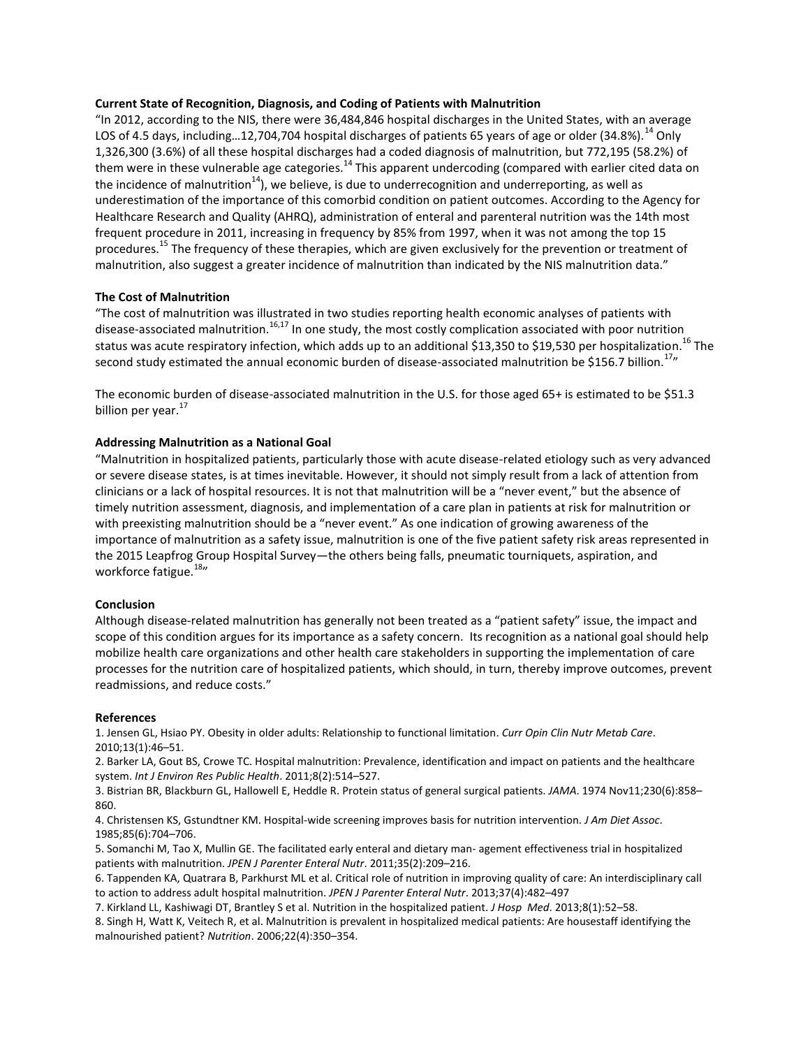**Current State of Recognition, Diagnosis, and Coding of Patients with Malnutrition**

"In 2012, according to the NIS, there were 36,484,846 hospital discharges in the United States, with an average LOS of 4.5 days, including…12,704,704 hospital discharges of patients 65 years of age or older (34.8%).[14] Only 1,326,300 (3.6%) of all these hospital discharges had a coded diagnosis of malnutrition, but 772,195 (58.2%) of them were in these vulnerable age categories.[14] This apparent undercoding (compared with earlier cited data on the incidence of malnutrition[14]), we believe, is due to underrecognition and underreporting, as well as underestimation of the importance of this comorbid condition on patient outcomes. According to the Agency for Healthcare Research and Quality (AHRQ), administration of enteral and parenteral nutrition was the 14th most frequent procedure in 2011, increasing in frequency by 85% from 1997, when it was not among the top 15 procedures.[15] The frequency of these therapies, which are given exclusively for the prevention or treatment of malnutrition, also suggest a greater incidence of malnutrition than indicated by the NIS malnutrition data."

**The Cost of Malnutrition**

"The cost of malnutrition was illustrated in two studies reporting health economic analyses of patients with disease-associated malnutrition.[16,17] In one study, the most costly complication associated with poor nutrition status was acute respiratory infection, which adds up to an additional $13,350 to $19,530 per hospitalization.[16] The second study estimated the annual economic burden of disease-associated malnutrition be $156.7 billion.[17]"

The economic burden of disease-associated malnutrition in the U.S. for those aged 65+ is estimated to be $51.3 billion per year.[17]

**Addressing Malnutrition as a National Goal**

"Malnutrition in hospitalized patients, particularly those with acute disease-related etiology such as very advanced or severe disease states, is at times inevitable. However, it should not simply result from a lack of attention from clinicians or a lack of hospital resources. It is not that malnutrition will be a "never event," but the absence of timely nutrition assessment, diagnosis, and implementation of a care plan in patients at risk for malnutrition or with preexisting malnutrition should be a "never event." As one indication of growing awareness of the importance of malnutrition as a safety issue, malnutrition is one of the five patient safety risk areas represented in the 2015 Leapfrog Group Hospital Survey—the others being falls, pneumatic tourniquets, aspiration, and workforce fatigue.[18]"

**Conclusion**

Although disease-related malnutrition has generally not been treated as a "patient safety" issue, the impact and scope of this condition argues for its importance as a safety concern. Its recognition as a national goal should help mobilize health care organizations and other health care stakeholders in supporting the implementation of care processes for the nutrition care of hospitalized patients, which should, in turn, thereby improve outcomes, prevent readmissions, and reduce costs."

**References**

1. Jensen GL, Hsiao PY. Obesity in older adults: Relationship to functional limitation. *Curr Opin Clin Nutr Metab Care*. 2010;13(1):46–51.
2. Barker LA, Gout BS, Crowe TC. Hospital malnutrition: Prevalence, identification and impact on patients and the healthcare system. *Int J Environ Res Public Health*. 2011;8(2):514–527.
3. Bistrian BR, Blackburn GL, Hallowell E, Heddle R. Protein status of general surgical patients. *JAMA*. 1974 Nov11;230(6):858–860.
4. Christensen KS, Gstundtner KM. Hospital-wide screening improves basis for nutrition intervention. *J Am Diet Assoc*. 1985;85(6):704–706.
5. Somanchi M, Tao X, Mullin GE. The facilitated early enteral and dietary man- agement effectiveness trial in hospitalized patients with malnutrition. *JPEN J Parenter Enteral Nutr*. 2011;35(2):209–216.
6. Tappenden KA, Quatrara B, Parkhurst ML et al. Critical role of nutrition in improving quality of care: An interdisciplinary call to action to address adult hospital malnutrition. *JPEN J Parenter Enteral Nutr*. 2013;37(4):482–497
7. Kirkland LL, Kashiwagi DT, Brantley S et al. Nutrition in the hospitalized patient. *J Hosp Med*. 2013;8(1):52–58.
8. Singh H, Watt K, Veitech R, et al. Malnutrition is prevalent in hospitalized medical patients: Are housestaff identifying the malnourished patient? *Nutrition*. 2006;22(4):350–354.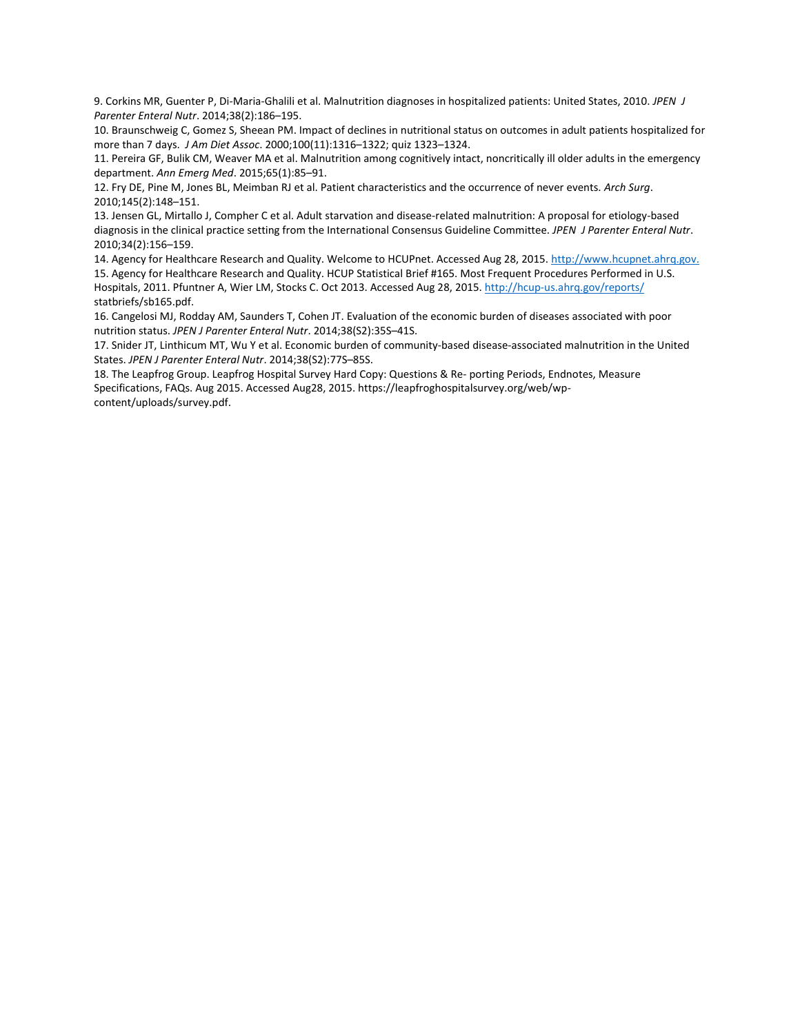9. Corkins MR, Guenter P, Di-Maria-Ghalili et al. Malnutrition diagnoses in hospitalized patients: United States, 2010. *JPEN J Parenter Enteral Nutr*. 2014;38(2):186–195.
10. Braunschweig C, Gomez S, Sheean PM. Impact of declines in nutritional status on outcomes in adult patients hospitalized for more than 7 days. *J Am Diet Assoc*. 2000;100(11):1316–1322; quiz 1323–1324.
11. Pereira GF, Bulik CM, Weaver MA et al. Malnutrition among cognitively intact, noncritically ill older adults in the emergency department. *Ann Emerg Med*. 2015;65(1):85–91.
12. Fry DE, Pine M, Jones BL, Meimban RJ et al. Patient characteristics and the occurrence of never events. *Arch Surg*. 2010;145(2):148–151.
13. Jensen GL, Mirtallo J, Compher C et al. Adult starvation and disease-related malnutrition: A proposal for etiology-based diagnosis in the clinical practice setting from the International Consensus Guideline Committee. *JPEN J Parenter Enteral Nutr*. 2010;34(2):156–159.
14. Agency for Healthcare Research and Quality. Welcome to HCUPnet. Accessed Aug 28, 2015. http://www.hcupnet.ahrq.gov.
15. Agency for Healthcare Research and Quality. HCUP Statistical Brief #165. Most Frequent Procedures Performed in U.S. Hospitals, 2011. Pfuntner A, Wier LM, Stocks C. Oct 2013. Accessed Aug 28, 2015. http://hcup-us.ahrq.gov/reports/statbriefs/sb165.pdf.
16. Cangelosi MJ, Rodday AM, Saunders T, Cohen JT. Evaluation of the economic burden of diseases associated with poor nutrition status. *JPEN J Parenter Enteral Nutr*. 2014;38(S2):35S–41S.
17. Snider JT, Linthicum MT, Wu Y et al. Economic burden of community-based disease-associated malnutrition in the United States. *JPEN J Parenter Enteral Nutr*. 2014;38(S2):77S–85S.
18. The Leapfrog Group. Leapfrog Hospital Survey Hard Copy: Questions & Re- porting Periods, Endnotes, Measure Specifications, FAQs. Aug 2015. Accessed Aug28, 2015. https://leapfroghospitalsurvey.org/web/wp-content/uploads/survey.pdf.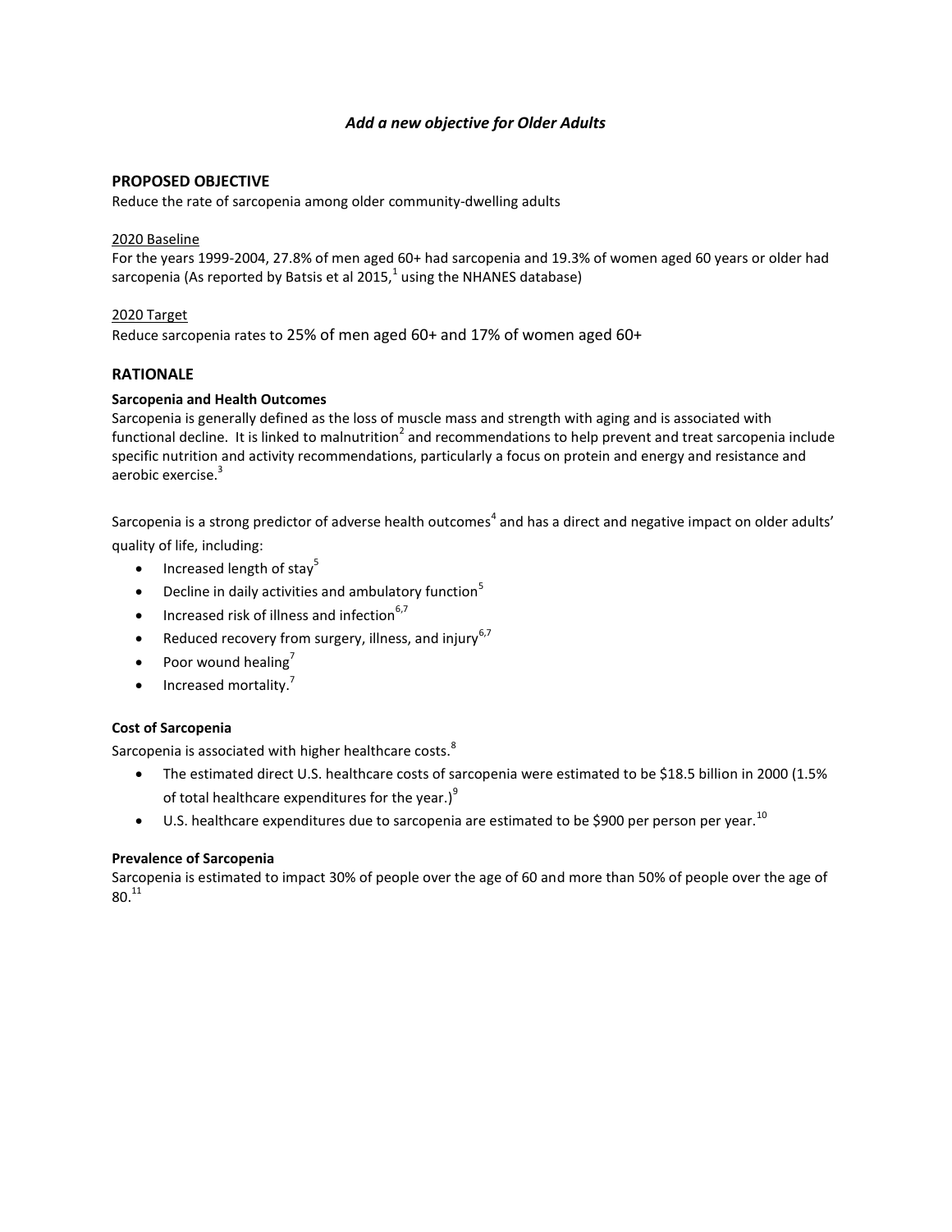### *Add a new objective for Older Adults*

## PROPOSED OBJECTIVE

Reduce the rate of sarcopenia among older community-dwelling adults

2020 Baseline

For the years 1999-2004, 27.8% of men aged 60+ had sarcopenia and 19.3% of women aged 60 years or older had sarcopenia (As reported by Batsis et al 2015,[1] using the NHANES database)

2020 Target

Reduce sarcopenia rates to 25% of men aged 60+ and 17% of women aged 60+

## RATIONALE

### Sarcopenia and Health Outcomes

Sarcopenia is generally defined as the loss of muscle mass and strength with aging and is associated with functional decline. It is linked to malnutrition[2] and recommendations to help prevent and treat sarcopenia include specific nutrition and activity recommendations, particularly a focus on protein and energy and resistance and aerobic exercise.[3]

Sarcopenia is a strong predictor of adverse health outcomes[4] and has a direct and negative impact on older adults' quality of life, including:

- Increased length of stay[5]
- Decline in daily activities and ambulatory function[5]
- Increased risk of illness and infection[6,7]
- Reduced recovery from surgery, illness, and injury[6,7]
- Poor wound healing[7]
- Increased mortality.[7]

### Cost of Sarcopenia

Sarcopenia is associated with higher healthcare costs.[8]

- The estimated direct U.S. healthcare costs of sarcopenia were estimated to be $18.5 billion in 2000 (1.5% of total healthcare expenditures for the year.)[9]
- U.S. healthcare expenditures due to sarcopenia are estimated to be $900 per person per year.[10]

### Prevalence of Sarcopenia

Sarcopenia is estimated to impact 30% of people over the age of 60 and more than 50% of people over the age of 80.[11]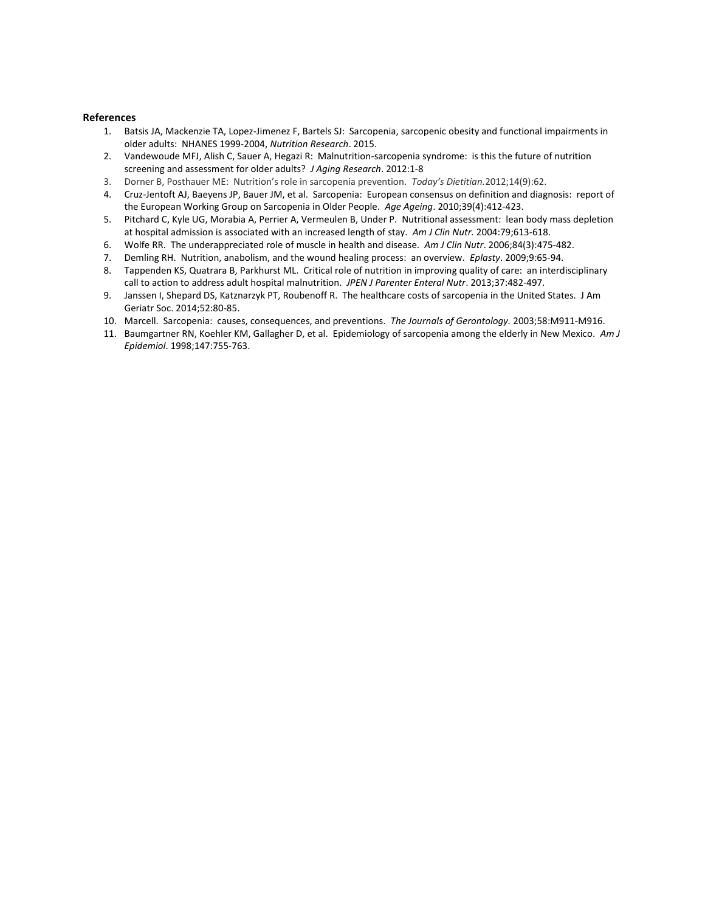**References**

1. Batsis JA, Mackenzie TA, Lopez-Jimenez F, Bartels SJ: Sarcopenia, sarcopenic obesity and functional impairments in older adults: NHANES 1999-2004, *Nutrition Research*. 2015.
2. Vandewoude MFJ, Alish C, Sauer A, Hegazi R: Malnutrition-sarcopenia syndrome: is this the future of nutrition screening and assessment for older adults? *J Aging Research*. 2012:1-8
3. Dorner B, Posthauer ME: Nutrition's role in sarcopenia prevention. *Today's Dietitian.*2012;14(9):62.
4. Cruz-Jentoft AJ, Baeyens JP, Bauer JM, et al. Sarcopenia: European consensus on definition and diagnosis: report of the European Working Group on Sarcopenia in Older People. *Age Ageing*. 2010;39(4):412-423.
5. Pitchard C, Kyle UG, Morabia A, Perrier A, Vermeulen B, Under P. Nutritional assessment: lean body mass depletion at hospital admission is associated with an increased length of stay. *Am J Clin Nutr.* 2004:79;613-618.
6. Wolfe RR. The underappreciated role of muscle in health and disease. *Am J Clin Nutr*. 2006;84(3):475-482.
7. Demling RH. Nutrition, anabolism, and the wound healing process: an overview. *Eplasty*. 2009;9:65-94.
8. Tappenden KS, Quatrara B, Parkhurst ML. Critical role of nutrition in improving quality of care: an interdisciplinary call to action to address adult hospital malnutrition. *JPEN J Parenter Enteral Nutr*. 2013;37:482-497.
9. Janssen I, Shepard DS, Katznarzyk PT, Roubenoff R. The healthcare costs of sarcopenia in the United States. J Am Geriatr Soc. 2014;52:80-85.
10. Marcell. Sarcopenia: causes, consequences, and preventions. *The Journals of Gerontology.* 2003;58:M911-M916.
11. Baumgartner RN, Koehler KM, Gallagher D, et al. Epidemiology of sarcopenia among the elderly in New Mexico. *Am J Epidemiol*. 1998;147:755-763.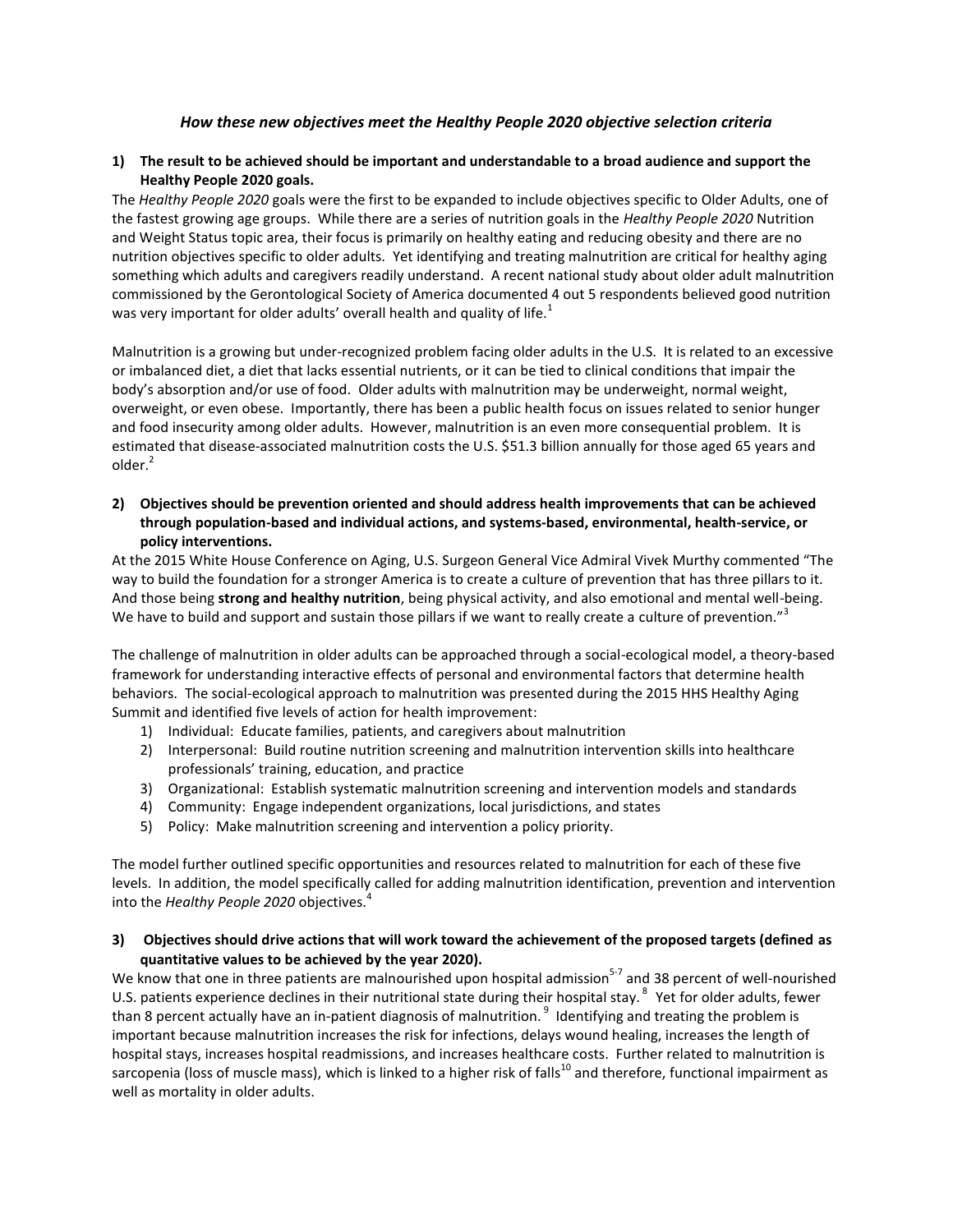### *How these new objectives meet the Healthy People 2020 objective selection criteria*

**1) The result to be achieved should be important and understandable to a broad audience and support the Healthy People 2020 goals.**

The *Healthy People 2020* goals were the first to be expanded to include objectives specific to Older Adults, one of the fastest growing age groups. While there are a series of nutrition goals in the *Healthy People 2020* Nutrition and Weight Status topic area, their focus is primarily on healthy eating and reducing obesity and there are no nutrition objectives specific to older adults. Yet identifying and treating malnutrition are critical for healthy aging something which adults and caregivers readily understand. A recent national study about older adult malnutrition commissioned by the Gerontological Society of America documented 4 out 5 respondents believed good nutrition was very important for older adults' overall health and quality of life.[1]

Malnutrition is a growing but under-recognized problem facing older adults in the U.S. It is related to an excessive or imbalanced diet, a diet that lacks essential nutrients, or it can be tied to clinical conditions that impair the body's absorption and/or use of food. Older adults with malnutrition may be underweight, normal weight, overweight, or even obese. Importantly, there has been a public health focus on issues related to senior hunger and food insecurity among older adults. However, malnutrition is an even more consequential problem. It is estimated that disease-associated malnutrition costs the U.S. $51.3 billion annually for those aged 65 years and older.[2]

**2) Objectives should be prevention oriented and should address health improvements that can be achieved through population-based and individual actions, and systems-based, environmental, health-service, or policy interventions.**

At the 2015 White House Conference on Aging, U.S. Surgeon General Vice Admiral Vivek Murthy commented "The way to build the foundation for a stronger America is to create a culture of prevention that has three pillars to it. And those being **strong and healthy nutrition**, being physical activity, and also emotional and mental well-being. We have to build and support and sustain those pillars if we want to really create a culture of prevention."[3]

The challenge of malnutrition in older adults can be approached through a social-ecological model, a theory-based framework for understanding interactive effects of personal and environmental factors that determine health behaviors. The social-ecological approach to malnutrition was presented during the 2015 HHS Healthy Aging Summit and identified five levels of action for health improvement:

1) Individual: Educate families, patients, and caregivers about malnutrition
2) Interpersonal: Build routine nutrition screening and malnutrition intervention skills into healthcare professionals' training, education, and practice
3) Organizational: Establish systematic malnutrition screening and intervention models and standards
4) Community: Engage independent organizations, local jurisdictions, and states
5) Policy: Make malnutrition screening and intervention a policy priority.

The model further outlined specific opportunities and resources related to malnutrition for each of these five levels. In addition, the model specifically called for adding malnutrition identification, prevention and intervention into the *Healthy People 2020* objectives.[4]

**3) Objectives should drive actions that will work toward the achievement of the proposed targets (defined as quantitative values to be achieved by the year 2020).**

We know that one in three patients are malnourished upon hospital admission[5-7] and 38 percent of well-nourished U.S. patients experience declines in their nutritional state during their hospital stay.[8] Yet for older adults, fewer than 8 percent actually have an in-patient diagnosis of malnutrition.[9] Identifying and treating the problem is important because malnutrition increases the risk for infections, delays wound healing, increases the length of hospital stays, increases hospital readmissions, and increases healthcare costs. Further related to malnutrition is sarcopenia (loss of muscle mass), which is linked to a higher risk of falls[10] and therefore, functional impairment as well as mortality in older adults.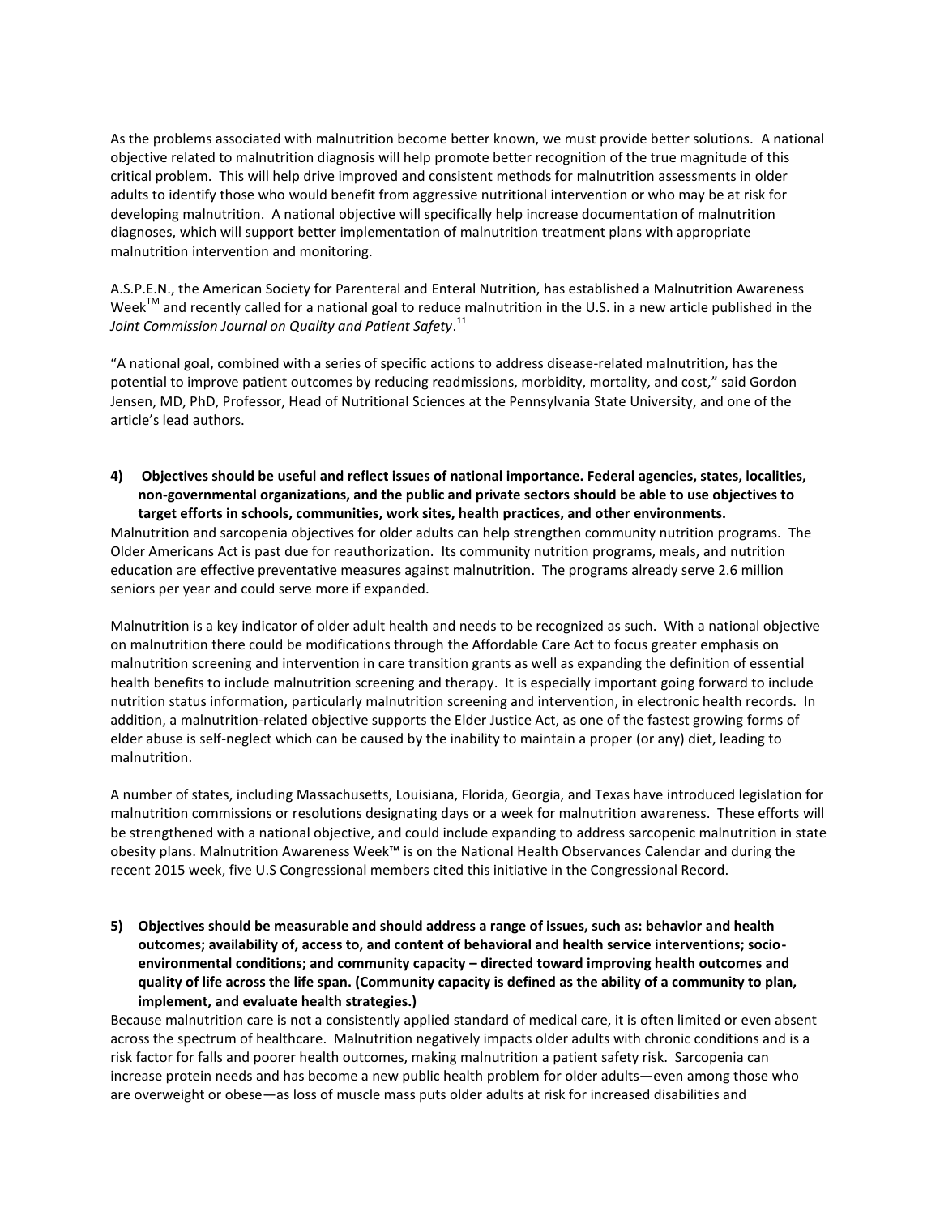As the problems associated with malnutrition become better known, we must provide better solutions. A national objective related to malnutrition diagnosis will help promote better recognition of the true magnitude of this critical problem. This will help drive improved and consistent methods for malnutrition assessments in older adults to identify those who would benefit from aggressive nutritional intervention or who may be at risk for developing malnutrition. A national objective will specifically help increase documentation of malnutrition diagnoses, which will support better implementation of malnutrition treatment plans with appropriate malnutrition intervention and monitoring.

A.S.P.E.N., the American Society for Parenteral and Enteral Nutrition, has established a Malnutrition Awareness Week™ and recently called for a national goal to reduce malnutrition in the U.S. in a new article published in the *Joint Commission Journal on Quality and Patient Safety*.[11]

"A national goal, combined with a series of specific actions to address disease-related malnutrition, has the potential to improve patient outcomes by reducing readmissions, morbidity, mortality, and cost," said Gordon Jensen, MD, PhD, Professor, Head of Nutritional Sciences at the Pennsylvania State University, and one of the article's lead authors.

**4) Objectives should be useful and reflect issues of national importance. Federal agencies, states, localities, non-governmental organizations, and the public and private sectors should be able to use objectives to target efforts in schools, communities, work sites, health practices, and other environments.**

Malnutrition and sarcopenia objectives for older adults can help strengthen community nutrition programs. The Older Americans Act is past due for reauthorization. Its community nutrition programs, meals, and nutrition education are effective preventative measures against malnutrition. The programs already serve 2.6 million seniors per year and could serve more if expanded.

Malnutrition is a key indicator of older adult health and needs to be recognized as such. With a national objective on malnutrition there could be modifications through the Affordable Care Act to focus greater emphasis on malnutrition screening and intervention in care transition grants as well as expanding the definition of essential health benefits to include malnutrition screening and therapy. It is especially important going forward to include nutrition status information, particularly malnutrition screening and intervention, in electronic health records. In addition, a malnutrition-related objective supports the Elder Justice Act, as one of the fastest growing forms of elder abuse is self-neglect which can be caused by the inability to maintain a proper (or any) diet, leading to malnutrition.

A number of states, including Massachusetts, Louisiana, Florida, Georgia, and Texas have introduced legislation for malnutrition commissions or resolutions designating days or a week for malnutrition awareness. These efforts will be strengthened with a national objective, and could include expanding to address sarcopenic malnutrition in state obesity plans. Malnutrition Awareness Week™ is on the National Health Observances Calendar and during the recent 2015 week, five U.S Congressional members cited this initiative in the Congressional Record.

**5) Objectives should be measurable and should address a range of issues, such as: behavior and health outcomes; availability of, access to, and content of behavioral and health service interventions; socio-environmental conditions; and community capacity – directed toward improving health outcomes and quality of life across the life span. (Community capacity is defined as the ability of a community to plan, implement, and evaluate health strategies.)**

Because malnutrition care is not a consistently applied standard of medical care, it is often limited or even absent across the spectrum of healthcare. Malnutrition negatively impacts older adults with chronic conditions and is a risk factor for falls and poorer health outcomes, making malnutrition a patient safety risk. Sarcopenia can increase protein needs and has become a new public health problem for older adults—even among those who are overweight or obese—as loss of muscle mass puts older adults at risk for increased disabilities and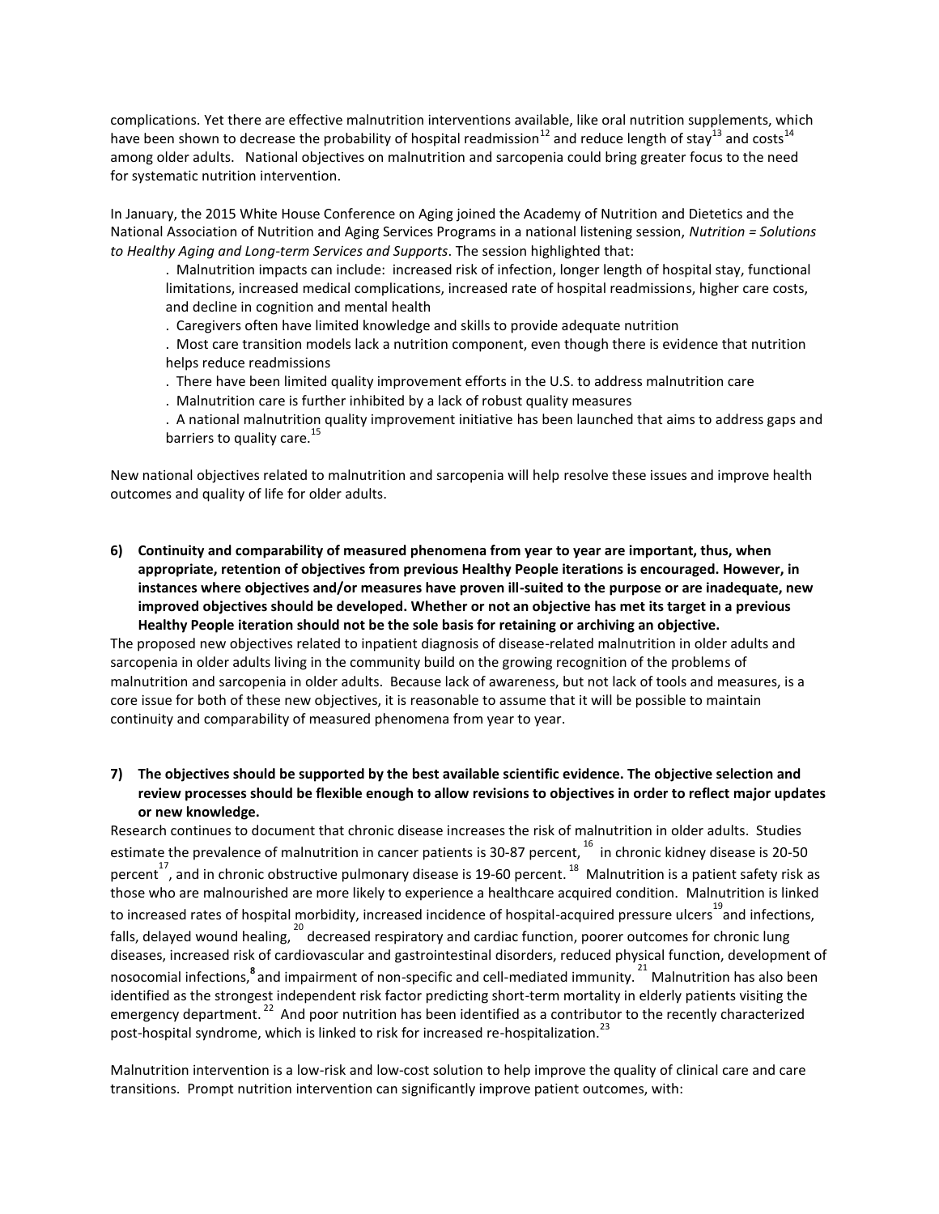complications. Yet there are effective malnutrition interventions available, like oral nutrition supplements, which have been shown to decrease the probability of hospital readmission[12] and reduce length of stay[13] and costs[14] among older adults. National objectives on malnutrition and sarcopenia could bring greater focus to the need for systematic nutrition intervention.

In January, the 2015 White House Conference on Aging joined the Academy of Nutrition and Dietetics and the National Association of Nutrition and Aging Services Programs in a national listening session, *Nutrition = Solutions to Healthy Aging and Long-term Services and Supports*. The session highlighted that:

- Malnutrition impacts can include: increased risk of infection, longer length of hospital stay, functional limitations, increased medical complications, increased rate of hospital readmissions, higher care costs, and decline in cognition and mental health
- Caregivers often have limited knowledge and skills to provide adequate nutrition
- Most care transition models lack a nutrition component, even though there is evidence that nutrition helps reduce readmissions
- There have been limited quality improvement efforts in the U.S. to address malnutrition care
- Malnutrition care is further inhibited by a lack of robust quality measures
- A national malnutrition quality improvement initiative has been launched that aims to address gaps and barriers to quality care.[15]

New national objectives related to malnutrition and sarcopenia will help resolve these issues and improve health outcomes and quality of life for older adults.

**6) Continuity and comparability of measured phenomena from year to year are important, thus, when appropriate, retention of objectives from previous Healthy People iterations is encouraged. However, in instances where objectives and/or measures have proven ill-suited to the purpose or are inadequate, new improved objectives should be developed. Whether or not an objective has met its target in a previous Healthy People iteration should not be the sole basis for retaining or archiving an objective.**

The proposed new objectives related to inpatient diagnosis of disease-related malnutrition in older adults and sarcopenia in older adults living in the community build on the growing recognition of the problems of malnutrition and sarcopenia in older adults. Because lack of awareness, but not lack of tools and measures, is a core issue for both of these new objectives, it is reasonable to assume that it will be possible to maintain continuity and comparability of measured phenomena from year to year.

**7) The objectives should be supported by the best available scientific evidence. The objective selection and review processes should be flexible enough to allow revisions to objectives in order to reflect major updates or new knowledge.**

Research continues to document that chronic disease increases the risk of malnutrition in older adults. Studies estimate the prevalence of malnutrition in cancer patients is 30-87 percent,[16] in chronic kidney disease is 20-50 percent[17], and in chronic obstructive pulmonary disease is 19-60 percent.[18] Malnutrition is a patient safety risk as those who are malnourished are more likely to experience a healthcare acquired condition. Malnutrition is linked to increased rates of hospital morbidity, increased incidence of hospital-acquired pressure ulcers[19] and infections, falls, delayed wound healing,[20] decreased respiratory and cardiac function, poorer outcomes for chronic lung diseases, increased risk of cardiovascular and gastrointestinal disorders, reduced physical function, development of nosocomial infections,[8] and impairment of non-specific and cell-mediated immunity.[21] Malnutrition has also been identified as the strongest independent risk factor predicting short-term mortality in elderly patients visiting the emergency department.[22] And poor nutrition has been identified as a contributor to the recently characterized post-hospital syndrome, which is linked to risk for increased re-hospitalization.[23]

Malnutrition intervention is a low-risk and low-cost solution to help improve the quality of clinical care and care transitions. Prompt nutrition intervention can significantly improve patient outcomes, with: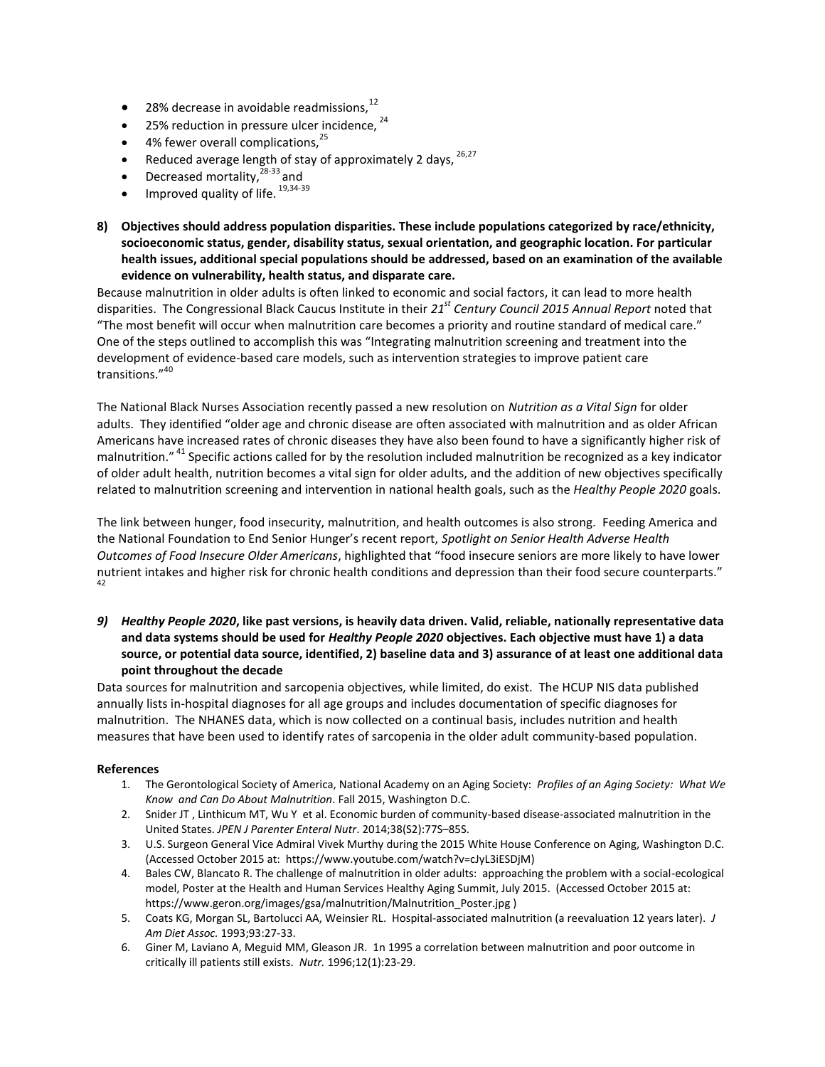- 28% decrease in avoidable readmissions,[12]
- 25% reduction in pressure ulcer incidence, [24]
- 4% fewer overall complications,[25]
- Reduced average length of stay of approximately 2 days, [26,27]
- Decreased mortality,[28-33] and
- Improved quality of life. [19,34-39]

**8) Objectives should address population disparities. These include populations categorized by race/ethnicity, socioeconomic status, gender, disability status, sexual orientation, and geographic location. For particular health issues, additional special populations should be addressed, based on an examination of the available evidence on vulnerability, health status, and disparate care.**

Because malnutrition in older adults is often linked to economic and social factors, it can lead to more health disparities. The Congressional Black Caucus Institute in their *21st Century Council 2015 Annual Report* noted that "The most benefit will occur when malnutrition care becomes a priority and routine standard of medical care." One of the steps outlined to accomplish this was "Integrating malnutrition screening and treatment into the development of evidence-based care models, such as intervention strategies to improve patient care transitions."[40]

The National Black Nurses Association recently passed a new resolution on *Nutrition as a Vital Sign* for older adults. They identified "older age and chronic disease are often associated with malnutrition and as older African Americans have increased rates of chronic diseases they have also been found to have a significantly higher risk of malnutrition." [41] Specific actions called for by the resolution included malnutrition be recognized as a key indicator of older adult health, nutrition becomes a vital sign for older adults, and the addition of new objectives specifically related to malnutrition screening and intervention in national health goals, such as the *Healthy People 2020* goals.

The link between hunger, food insecurity, malnutrition, and health outcomes is also strong. Feeding America and the National Foundation to End Senior Hunger's recent report, *Spotlight on Senior Health Adverse Health Outcomes of Food Insecure Older Americans*, highlighted that "food insecure seniors are more likely to have lower nutrient intakes and higher risk for chronic health conditions and depression than their food secure counterparts." [42]

***9) Healthy People 2020*, like past versions, is heavily data driven. Valid, reliable, nationally representative data and data systems should be used for *Healthy People 2020* objectives. Each objective must have 1) a data source, or potential data source, identified, 2) baseline data and 3) assurance of at least one additional data point throughout the decade**

Data sources for malnutrition and sarcopenia objectives, while limited, do exist. The HCUP NIS data published annually lists in-hospital diagnoses for all age groups and includes documentation of specific diagnoses for malnutrition. The NHANES data, which is now collected on a continual basis, includes nutrition and health measures that have been used to identify rates of sarcopenia in the older adult community-based population.

**References**

1. The Gerontological Society of America, National Academy on an Aging Society: *Profiles of an Aging Society: What We Know and Can Do About Malnutrition*. Fall 2015, Washington D.C.
2. Snider JT , Linthicum MT, Wu Y et al. Economic burden of community-based disease-associated malnutrition in the United States. *JPEN J Parenter Enteral Nutr*. 2014;38(S2):77S–85S.
3. U.S. Surgeon General Vice Admiral Vivek Murthy during the 2015 White House Conference on Aging, Washington D.C. (Accessed October 2015 at: https://www.youtube.com/watch?v=cJyL3iESDjM)
4. Bales CW, Blancato R. The challenge of malnutrition in older adults: approaching the problem with a social-ecological model, Poster at the Health and Human Services Healthy Aging Summit, July 2015. (Accessed October 2015 at: https://www.geron.org/images/gsa/malnutrition/Malnutrition_Poster.jpg )
5. Coats KG, Morgan SL, Bartolucci AA, Weinsier RL. Hospital-associated malnutrition (a reevaluation 12 years later). *J Am Diet Assoc.* 1993;93:27-33.
6. Giner M, Laviano A, Meguid MM, Gleason JR. 1n 1995 a correlation between malnutrition and poor outcome in critically ill patients still exists. *Nutr.* 1996;12(1):23-29.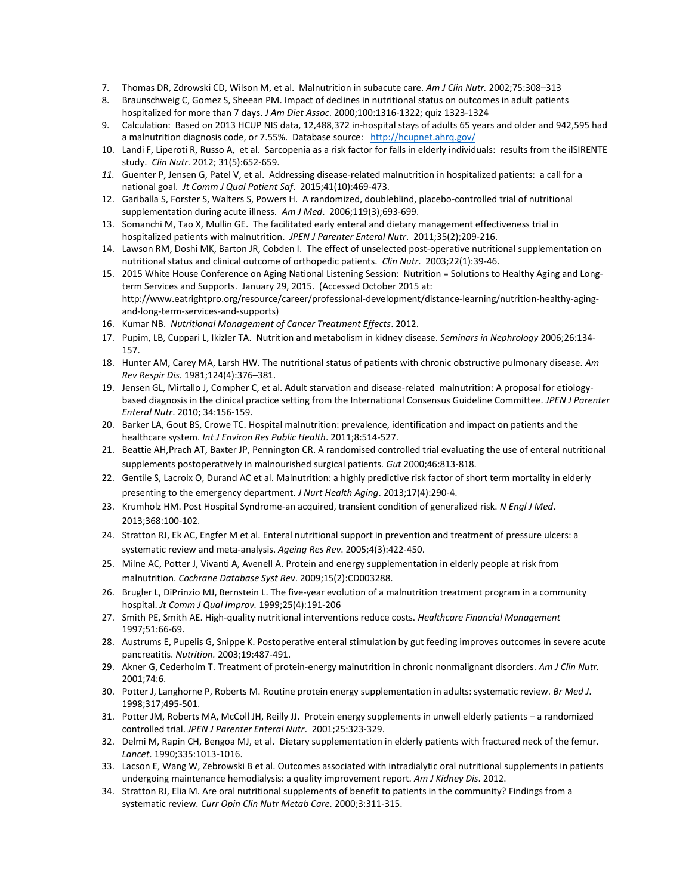7. Thomas DR, Zdrowski CD, Wilson M, et al. Malnutrition in subacute care. *Am J Clin Nutr.* 2002;75:308–313
8. Braunschweig C, Gomez S, Sheean PM. Impact of declines in nutritional status on outcomes in adult patients hospitalized for more than 7 days. *J Am Diet Assoc*. 2000;100:1316-1322; quiz 1323-1324
9. Calculation: Based on 2013 HCUP NIS data, 12,488,372 in-hospital stays of adults 65 years and older and 942,595 had a malnutrition diagnosis code, or 7.55%. Database source: http://hcupnet.ahrq.gov/
10. Landi F, Liperoti R, Russo A, et al. Sarcopenia as a risk factor for falls in elderly individuals: results from the ilSIRENTE study. *Clin Nutr.* 2012; 31(5):652-659.
11. Guenter P, Jensen G, Patel V, et al. Addressing disease-related malnutrition in hospitalized patients: a call for a national goal. *Jt Comm J Qual Patient Saf*. 2015;41(10):469-473.
12. Gariballa S, Forster S, Walters S, Powers H. A randomized, doubleblind, placebo-controlled trial of nutritional supplementation during acute illness. *Am J Med*. 2006;119(3);693-699.
13. Somanchi M, Tao X, Mullin GE. The facilitated early enteral and dietary management effectiveness trial in hospitalized patients with malnutrition. *JPEN J Parenter Enteral Nutr*. 2011;35(2);209-216.
14. Lawson RM, Doshi MK, Barton JR, Cobden I. The effect of unselected post-operative nutritional supplementation on nutritional status and clinical outcome of orthopedic patients. *Clin Nutr*. 2003;22(1):39-46.
15. 2015 White House Conference on Aging National Listening Session: Nutrition = Solutions to Healthy Aging and Long-term Services and Supports. January 29, 2015. (Accessed October 2015 at: http://www.eatrightpro.org/resource/career/professional-development/distance-learning/nutrition-healthy-aging-and-long-term-services-and-supports)
16. Kumar NB. *Nutritional Management of Cancer Treatment Effects*. 2012.
17. Pupim, LB, Cuppari L, Ikizler TA. Nutrition and metabolism in kidney disease. *Seminars in Nephrology* 2006;26:134-157.
18. Hunter AM, Carey MA, Larsh HW. The nutritional status of patients with chronic obstructive pulmonary disease. *Am Rev Respir Dis*. 1981;124(4):376–381.
19. Jensen GL, Mirtallo J, Compher C, et al. Adult starvation and disease-related malnutrition: A proposal for etiology-based diagnosis in the clinical practice setting from the International Consensus Guideline Committee. *JPEN J Parenter Enteral Nutr*. 2010; 34:156-159.
20. Barker LA, Gout BS, Crowe TC. Hospital malnutrition: prevalence, identification and impact on patients and the healthcare system. *Int J Environ Res Public Health*. 2011;8:514-527.
21. Beattie AH,Prach AT, Baxter JP, Pennington CR. A randomised controlled trial evaluating the use of enteral nutritional supplements postoperatively in malnourished surgical patients. *Gut* 2000;46:813-818.
22. Gentile S, Lacroix O, Durand AC et al. Malnutrition: a highly predictive risk factor of short term mortality in elderly presenting to the emergency department. *J Nurt Health Aging*. 2013;17(4):290-4.
23. Krumholz HM. Post Hospital Syndrome-an acquired, transient condition of generalized risk. *N Engl J Med*. 2013;368:100-102.
24. Stratton RJ, Ek AC, Engfer M et al. Enteral nutritional support in prevention and treatment of pressure ulcers: a systematic review and meta-analysis. *Ageing Res Rev*. 2005;4(3):422-450.
25. Milne AC, Potter J, Vivanti A, Avenell A. Protein and energy supplementation in elderly people at risk from malnutrition. *Cochrane Database Syst Rev*. 2009;15(2):CD003288.
26. Brugler L, DiPrinzio MJ, Bernstein L. The five-year evolution of a malnutrition treatment program in a community hospital. *Jt Comm J Qual Improv.* 1999;25(4):191-206
27. Smith PE, Smith AE. High-quality nutritional interventions reduce costs. *Healthcare Financial Management* 1997;51:66-69.
28. Austrums E, Pupelis G, Snippe K. Postoperative enteral stimulation by gut feeding improves outcomes in severe acute pancreatitis. *Nutrition.* 2003;19:487-491.
29. Akner G, Cederholm T. Treatment of protein-energy malnutrition in chronic nonmalignant disorders. *Am J Clin Nutr.* 2001;74:6.
30. Potter J, Langhorne P, Roberts M. Routine protein energy supplementation in adults: systematic review. *Br Med J*. 1998;317;495-501.
31. Potter JM, Roberts MA, McColl JH, Reilly JJ. Protein energy supplements in unwell elderly patients – a randomized controlled trial. *JPEN J Parenter Enteral Nutr*. 2001;25:323-329.
32. Delmi M, Rapin CH, Bengoa MJ, et al. Dietary supplementation in elderly patients with fractured neck of the femur. *Lancet*. 1990;335:1013-1016.
33. Lacson E, Wang W, Zebrowski B et al. Outcomes associated with intradialytic oral nutritional supplements in patients undergoing maintenance hemodialysis: a quality improvement report. *Am J Kidney Dis*. 2012.
34. Stratton RJ, Elia M. Are oral nutritional supplements of benefit to patients in the community? Findings from a systematic review. *Curr Opin Clin Nutr Metab Care.* 2000;3:311-315.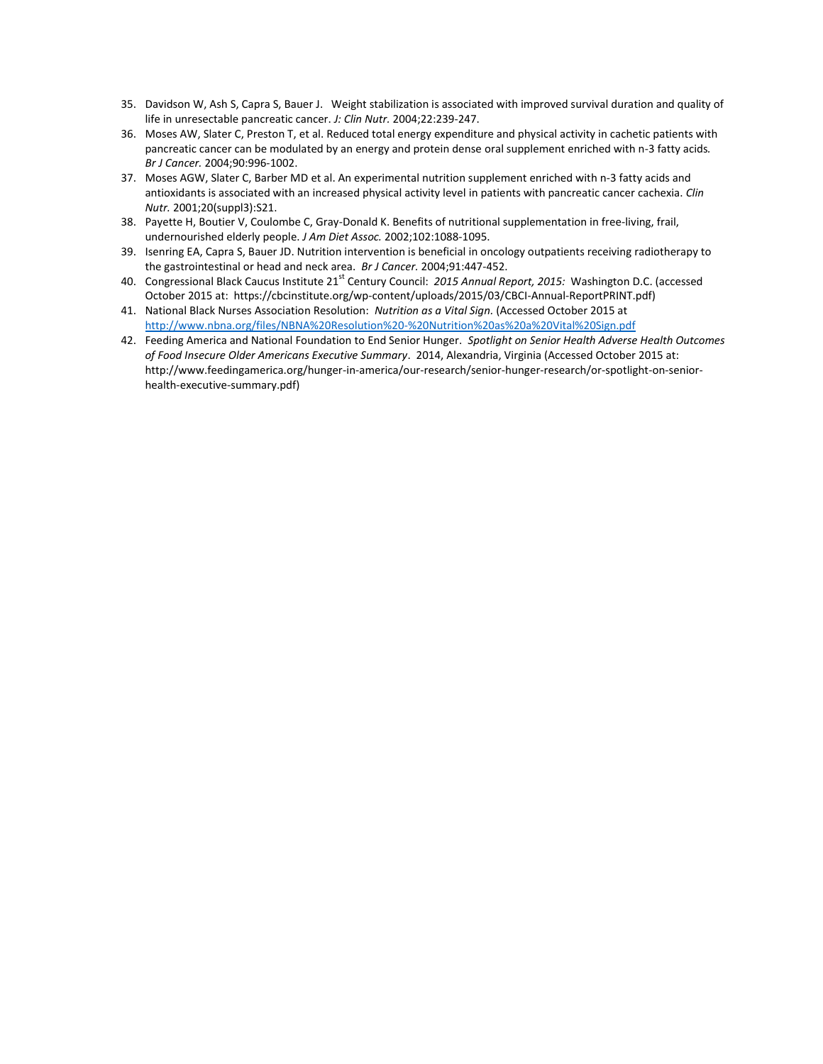35. Davidson W, Ash S, Capra S, Bauer J. Weight stabilization is associated with improved survival duration and quality of life in unresectable pancreatic cancer. *J: Clin Nutr.* 2004;22:239-247.
36. Moses AW, Slater C, Preston T, et al. Reduced total energy expenditure and physical activity in cachetic patients with pancreatic cancer can be modulated by an energy and protein dense oral supplement enriched with n-3 fatty acids. *Br J Cancer.* 2004;90:996-1002.
37. Moses AGW, Slater C, Barber MD et al. An experimental nutrition supplement enriched with n-3 fatty acids and antioxidants is associated with an increased physical activity level in patients with pancreatic cancer cachexia. *Clin Nutr.* 2001;20(suppl3):S21.
38. Payette H, Boutier V, Coulombe C, Gray-Donald K. Benefits of nutritional supplementation in free-living, frail, undernourished elderly people. *J Am Diet Assoc.* 2002;102:1088-1095.
39. Isenring EA, Capra S, Bauer JD. Nutrition intervention is beneficial in oncology outpatients receiving radiotherapy to the gastrointestinal or head and neck area. *Br J Cancer.* 2004;91:447-452.
40. Congressional Black Caucus Institute 21st Century Council: *2015 Annual Report, 2015:* Washington D.C. (accessed October 2015 at: https://cbcinstitute.org/wp-content/uploads/2015/03/CBCI-Annual-ReportPRINT.pdf)
41. National Black Nurses Association Resolution: *Nutrition as a Vital Sign.* (Accessed October 2015 at http://www.nbna.org/files/NBNA%20Resolution%20-%20Nutrition%20as%20a%20Vital%20Sign.pdf
42. Feeding America and National Foundation to End Senior Hunger. *Spotlight on Senior Health Adverse Health Outcomes of Food Insecure Older Americans Executive Summary*. 2014, Alexandria, Virginia (Accessed October 2015 at: http://www.feedingamerica.org/hunger-in-america/our-research/senior-hunger-research/or-spotlight-on-senior-health-executive-summary.pdf)